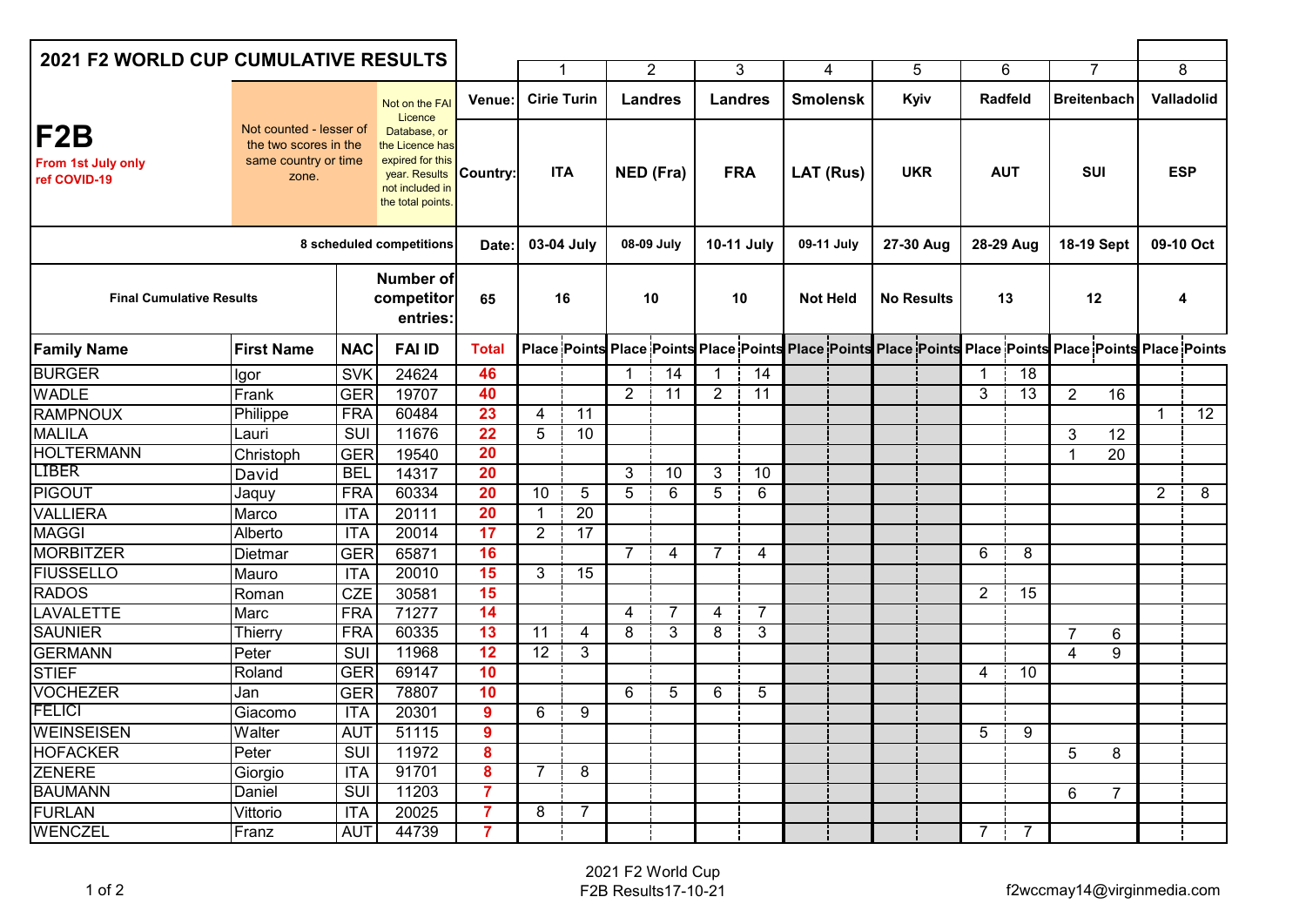# 2021 F2 WORLD CUP CUMULATIVE RESULTS

## F2B

**From 1st July only ref COVID-19**

Not counted - lesser of the two scores in the same country or time zone.

Not on the FAI Licence Database, or the Licence has expired for this year. Results not included in the total points.

8 scheduled competitions

Final Cumulative Results

| | | | | | 1 | | 2 | | 3 | | 4 | | 5 | | 6 | | 7 | | 8 | |
|---|---|---|---|---|---|---|---|---|---|---|---|---|---|---|---|---|---|---|---|---|
| | | | | Venue: | Cirie Turin | | Landres | | Landres | | Smolensk | | Kyiv | | Radfeld | | Breitenbach | | Valladolid | |
| | | | | Country: | ITA | | NED (Fra) | | FRA | | LAT (Rus) | | UKR | | AUT | | SUI | | ESP | |
| | | | | Date: | 03-04 July | | 08-09 July | | 10-11 July | | 09-11 July | | 27-30 Aug | | 28-29 Aug | | 18-19 Sept | | 09-10 Oct | |
| | | | Number of competitor entries: | 65 | 16 | | 10 | | 10 | | Not Held | | No Results | | 13 | | 12 | | 4 | |
| **Family Name** | **First Name** | **NAC** | **FAI ID** | **Total** | **Place** | **Points** | **Place** | **Points** | **Place** | **Points** | **Place** | **Points** | **Place** | **Points** | **Place** | **Points** | **Place** | **Points** | **Place** | **Points** |
| BURGER | Igor | SVK | 24624 | 46 | | | 1 | 14 | 1 | 14 | | | | | 1 | 18 | | | | |
| WADLE | Frank | GER | 19707 | 40 | | | 2 | 11 | 2 | 11 | | | | | 3 | 13 | 2 | 16 | | |
| RAMPNOUX | Philippe | FRA | 60484 | 23 | 4 | 11 | | | | | | | | | | | | | 1 | 12 |
| MALILA | Lauri | SUI | 11676 | 22 | 5 | 10 | | | | | | | | | | | 3 | 12 | | |
| HOLTERMANN | Christoph | GER | 19540 | 20 | | | | | | | | | | | | | 1 | 20 | | |
| LIBER | David | BEL | 14317 | 20 | | | 3 | 10 | 3 | 10 | | | | | | | | | | |
| PIGOUT | Jaquy | FRA | 60334 | 20 | 10 | 5 | 5 | 6 | 5 | 6 | | | | | | | | | 2 | 8 |
| VALLIERA | Marco | ITA | 20111 | 20 | 1 | 20 | | | | | | | | | | | | | | |
| MAGGI | Alberto | ITA | 20014 | 17 | 2 | 17 | | | | | | | | | | | | | | |
| MORBITZER | Dietmar | GER | 65871 | 16 | | | 7 | 4 | 7 | 4 | | | | | 6 | 8 | | | | |
| FIUSSELLO | Mauro | ITA | 20010 | 15 | 3 | 15 | | | | | | | | | | | | | | |
| RADOS | Roman | CZE | 30581 | 15 | | | | | | | | | | | 2 | 15 | | | | |
| LAVALETTE | Marc | FRA | 71277 | 14 | | | 4 | 7 | 4 | 7 | | | | | | | | | | |
| SAUNIER | Thierry | FRA | 60335 | 13 | 11 | 4 | 8 | 3 | 8 | 3 | | | | | | | 7 | 6 | | |
| GERMANN | Peter | SUI | 11968 | 12 | 12 | 3 | | | | | | | | | | | 4 | 9 | | |
| STIEF | Roland | GER | 69147 | 10 | | | | | | | | | | | 4 | 10 | | | | |
| VOCHEZER | Jan | GER | 78807 | 10 | | | 6 | 5 | 6 | 5 | | | | | | | | | | |
| FELICI | Giacomo | ITA | 20301 | 9 | 6 | 9 | | | | | | | | | | | | | | |
| WEINSEISEN | Walter | AUT | 51115 | 9 | | | | | | | | | | | 5 | 9 | | | | |
| HOFACKER | Peter | SUI | 11972 | 8 | | | | | | | | | | | | | 5 | 8 | | |
| ZENERE | Giorgio | ITA | 91701 | 8 | 7 | 8 | | | | | | | | | | | | | | |
| BAUMANN | Daniel | SUI | 11203 | 7 | | | | | | | | | | | | | 6 | 7 | | |
| FURLAN | Vittorio | ITA | 20025 | 7 | 8 | 7 | | | | | | | | | | | | | | |
| WENCZEL | Franz | AUT | 44739 | 7 | | | | | | | | | | | 7 | 7 | | | | |

2021 F2 World Cup
F2B Results17-10-21

f2wccmay14@virginmedia.com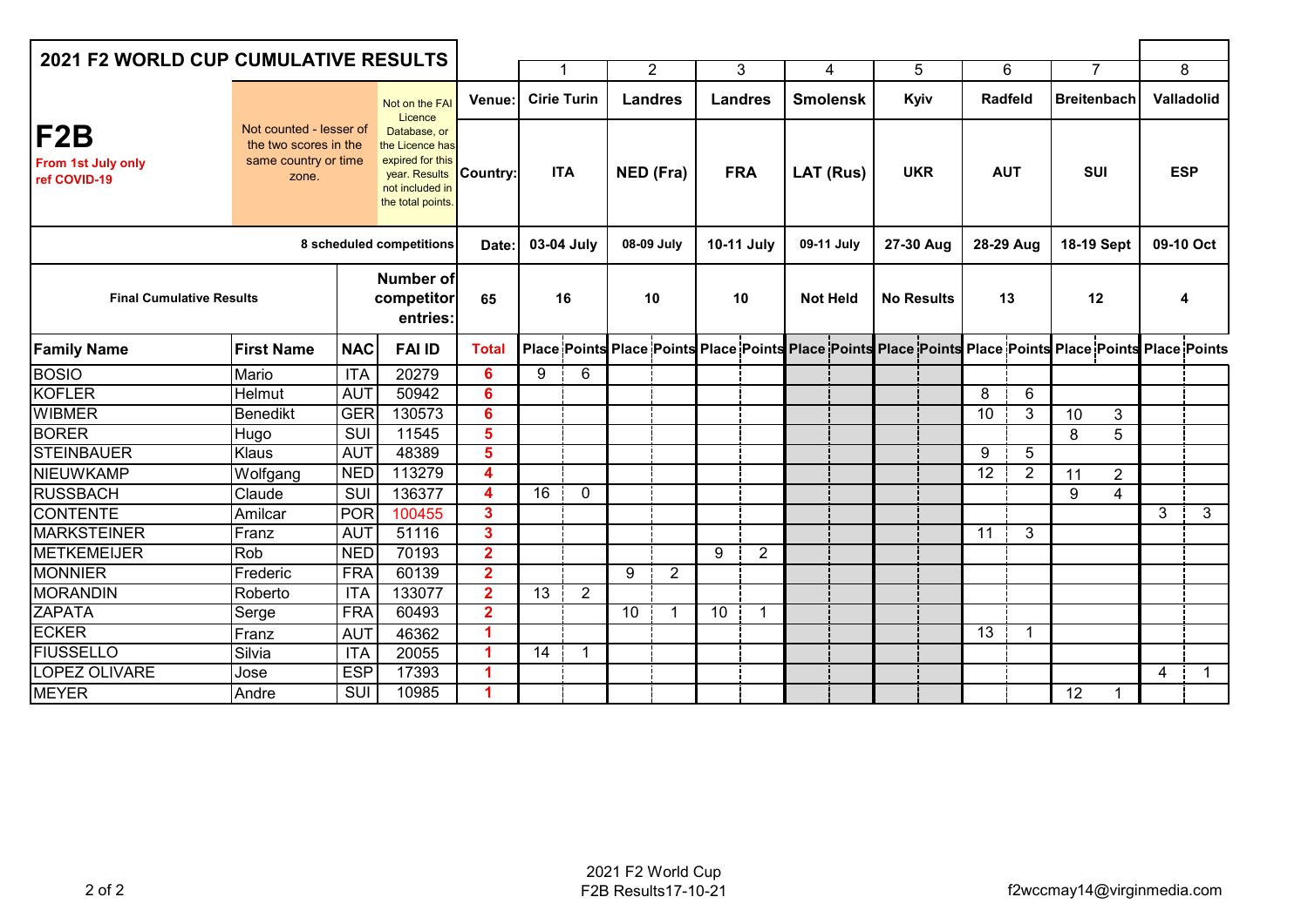# 2021 F2 WORLD CUP CUMULATIVE RESULTS

**F2B**

From 1st July only
ref COVID-19

Not counted - lesser of the two scores in the same country or time zone.

Not on the FAI Licence Database, or the Licence has expired for this year. Results not included in the total points.

8 scheduled competitions

| | | | | | 1 | | 2 | | 3 | | 4 | | 5 | | 6 | | 7 | | 8 | |
|---|---|---|---|---|---|---|---|---|---|---|---|---|---|---|---|---|---|---|---|---|
| | | | | Venue: | Cirie Turin | | Landres | | Landres | | Smolensk | | Kyiv | | Radfeld | | Breitenbach | | Valladolid | |
| | | | | Country: | ITA | | NED (Fra) | | FRA | | LAT (Rus) | | UKR | | AUT | | SUI | | ESP | |
| | | | | Date: | 03-04 July | | 08-09 July | | 10-11 July | | 09-11 July | | 27-30 Aug | | 28-29 Aug | | 18-19 Sept | | 09-10 Oct | |
| Final Cumulative Results | | | Number of competitor entries: | 65 | 16 | | 10 | | 10 | | Not Held | | No Results | | 13 | | 12 | | 4 | |
| Family Name | First Name | NAC | FAI ID | Total | Place | Points | Place | Points | Place | Points | Place | Points | Place | Points | Place | Points | Place | Points | Place | Points |
| BOSIO | Mario | ITA | 20279 | 6 | 9 | 6 | | | | | | | | | | | | | | |
| KOFLER | Helmut | AUT | 50942 | 6 | | | | | | | | | | | 8 | 6 | | | | |
| WIBMER | Benedikt | GER | 130573 | 6 | | | | | | | | | | | 10 | 3 | 10 | 3 | | |
| BORER | Hugo | SUI | 11545 | 5 | | | | | | | | | | | | | 8 | 5 | | |
| STEINBAUER | Klaus | AUT | 48389 | 5 | | | | | | | | | | | 9 | 5 | | | | |
| NIEUWKAMP | Wolfgang | NED | 113279 | 4 | | | | | | | | | | | 12 | 2 | 11 | 2 | | |
| RUSSBACH | Claude | SUI | 136377 | 4 | 16 | 0 | | | | | | | | | | | 9 | 4 | | |
| CONTENTE | Amilcar | POR | 100455 | 3 | | | | | | | | | | | | | | | 3 | 3 |
| MARKSTEINER | Franz | AUT | 51116 | 3 | | | | | | | | | | | 11 | 3 | | | | |
| METKEMEIJER | Rob | NED | 70193 | 2 | | | | | 9 | 2 | | | | | | | | | | |
| MONNIER | Frederic | FRA | 60139 | 2 | | | 9 | 2 | | | | | | | | | | | | |
| MORANDIN | Roberto | ITA | 133077 | 2 | 13 | 2 | | | | | | | | | | | | | | |
| ZAPATA | Serge | FRA | 60493 | 2 | | | 10 | 1 | 10 | 1 | | | | | | | | | | |
| ECKER | Franz | AUT | 46362 | 1 | | | | | | | | | | | 13 | 1 | | | | |
| FIUSSELLO | Silvia | ITA | 20055 | 1 | 14 | 1 | | | | | | | | | | | | | | |
| LOPEZ OLIVARE | Jose | ESP | 17393 | 1 | | | | | | | | | | | | | | | 4 | 1 |
| MEYER | Andre | SUI | 10985 | 1 | | | | | | | | | | | | | 12 | 1 | | |

2021 F2 World Cup
F2B Results17-10-21

f2wccmay14@virginmedia.com